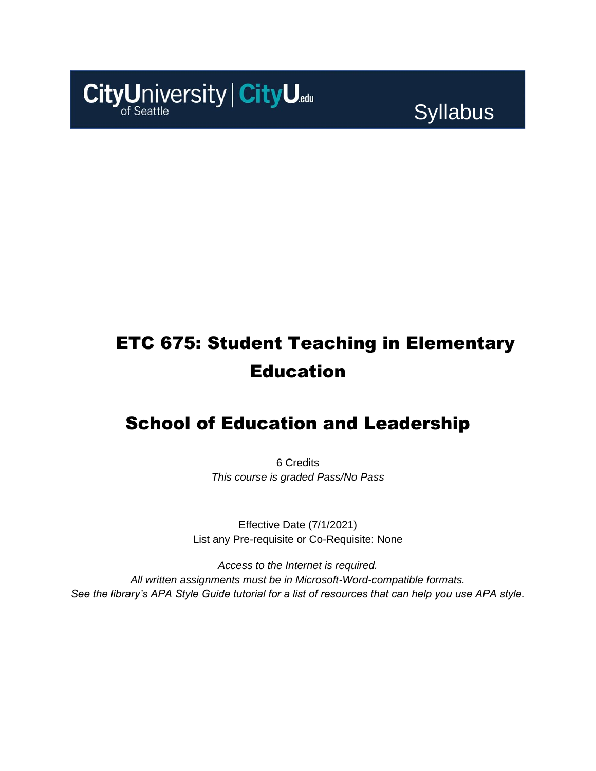CityUniversity of Seattle | CityU.edu

Syllabus

# ETC 675: Student Teaching in Elementary Education

## School of Education and Leadership

6 Credits

*This course is graded Pass/No Pass*

Effective Date (7/1/2021)

List any Pre-requisite or Co-Requisite: None

*Access to the Internet is required.*

*All written assignments must be in Microsoft-Word-compatible formats.*

*See the library's APA Style Guide tutorial for a list of resources that can help you use APA style.*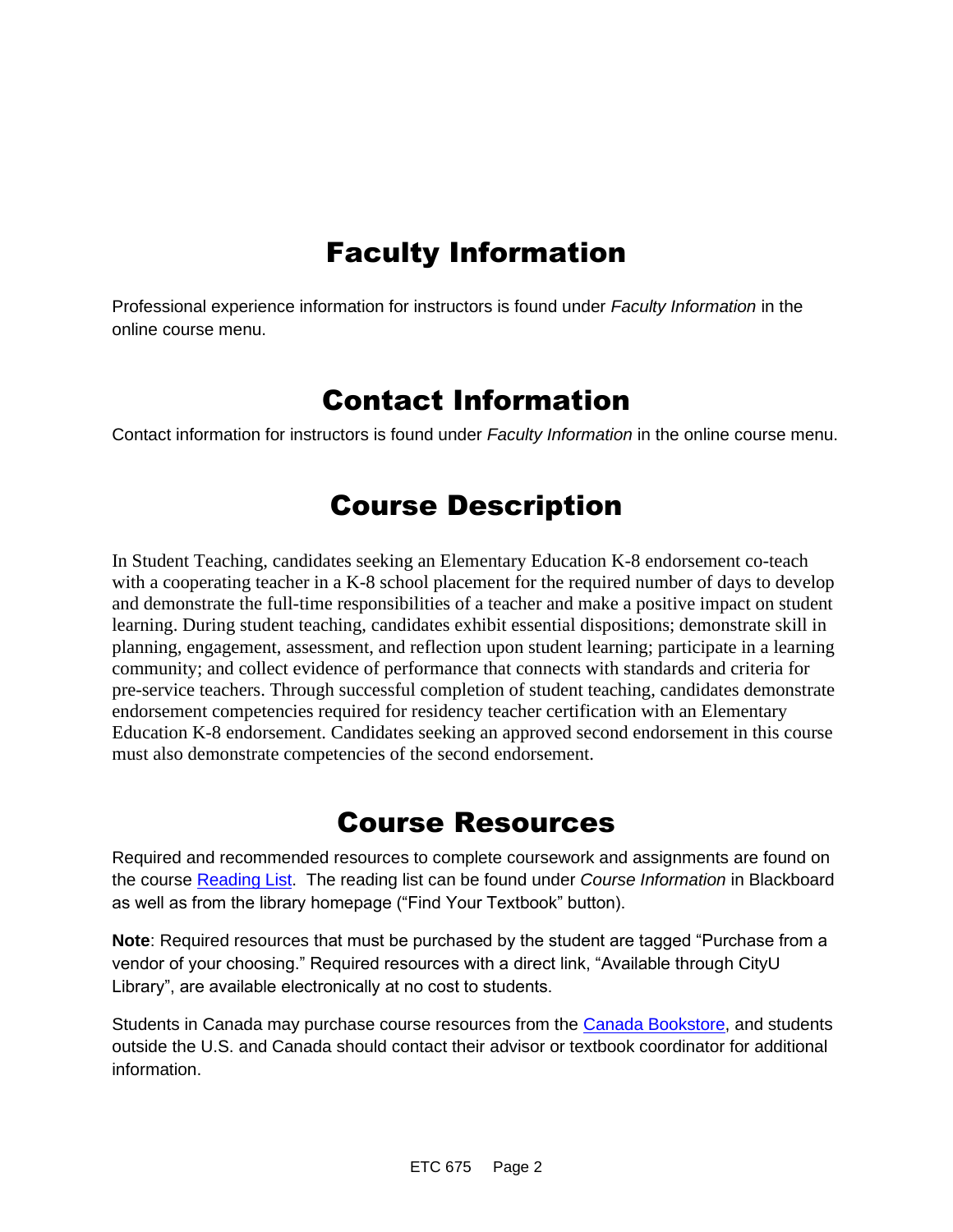# Faculty Information

Professional experience information for instructors is found under *Faculty Information* in the online course menu.

# Contact Information

Contact information for instructors is found under *Faculty Information* in the online course menu.

# Course Description

In Student Teaching, candidates seeking an Elementary Education K-8 endorsement co-teach with a cooperating teacher in a K-8 school placement for the required number of days to develop and demonstrate the full-time responsibilities of a teacher and make a positive impact on student learning. During student teaching, candidates exhibit essential dispositions; demonstrate skill in planning, engagement, assessment, and reflection upon student learning; participate in a learning community; and collect evidence of performance that connects with standards and criteria for pre-service teachers. Through successful completion of student teaching, candidates demonstrate endorsement competencies required for residency teacher certification with an Elementary Education K-8 endorsement. Candidates seeking an approved second endorsement in this course must also demonstrate competencies of the second endorsement.

# Course Resources

Required and recommended resources to complete coursework and assignments are found on the course Reading List. The reading list can be found under *Course Information* in Blackboard as well as from the library homepage ("Find Your Textbook" button).

**Note**: Required resources that must be purchased by the student are tagged "Purchase from a vendor of your choosing." Required resources with a direct link, "Available through CityU Library", are available electronically at no cost to students.

Students in Canada may purchase course resources from the Canada Bookstore, and students outside the U.S. and Canada should contact their advisor or textbook coordinator for additional information.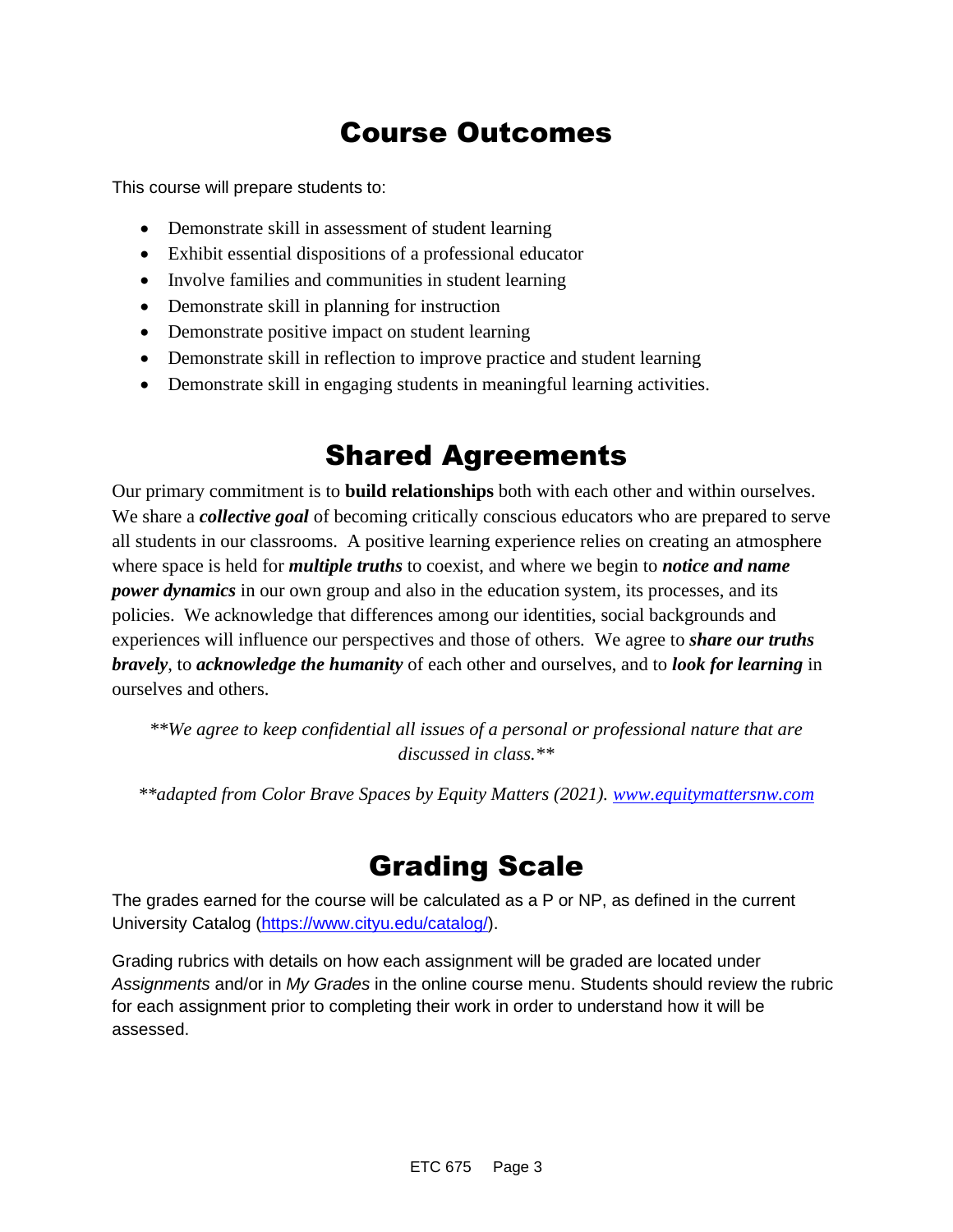# Course Outcomes

This course will prepare students to:

- Demonstrate skill in assessment of student learning
- Exhibit essential dispositions of a professional educator
- Involve families and communities in student learning
- Demonstrate skill in planning for instruction
- Demonstrate positive impact on student learning
- Demonstrate skill in reflection to improve practice and student learning
- Demonstrate skill in engaging students in meaningful learning activities.

# Shared Agreements

Our primary commitment is to **build relationships** both with each other and within ourselves. We share a ***collective goal*** of becoming critically conscious educators who are prepared to serve all students in our classrooms. A positive learning experience relies on creating an atmosphere where space is held for ***multiple truths*** to coexist, and where we begin to ***notice and name power dynamics*** in our own group and also in the education system, its processes, and its policies. We acknowledge that differences among our identities, social backgrounds and experiences will influence our perspectives and those of others. We agree to ***share our truths bravely***, to ***acknowledge the humanity*** of each other and ourselves, and to ***look for learning*** in ourselves and others.

*\*\*We agree to keep confidential all issues of a personal or professional nature that are discussed in class.\*\**

*\*\*adapted from Color Brave Spaces by Equity Matters (2021). [www.equitymattersnw.com](http://www.equitymattersnw.com)*

# Grading Scale

The grades earned for the course will be calculated as a P or NP, as defined in the current University Catalog ([https://www.cityu.edu/catalog/](https://www.cityu.edu/catalog/)).

Grading rubrics with details on how each assignment will be graded are located under *Assignments* and/or in *My Grades* in the online course menu. Students should review the rubric for each assignment prior to completing their work in order to understand how it will be assessed.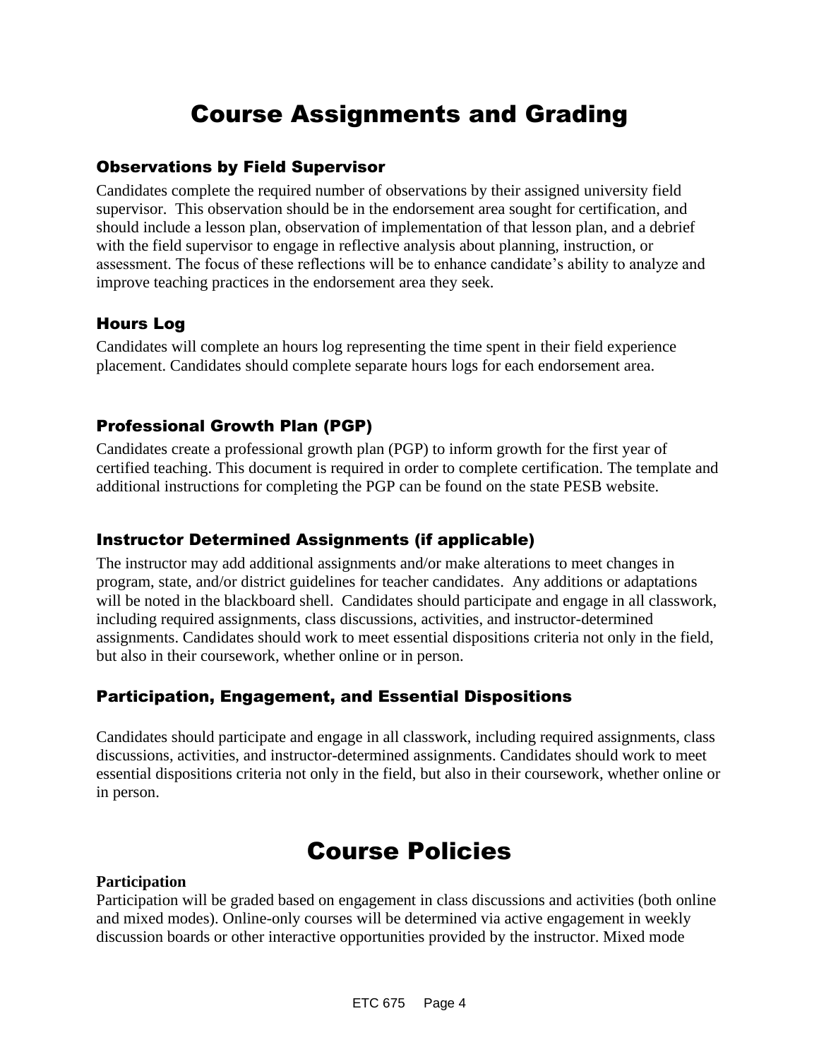# Course Assignments and Grading

### Observations by Field Supervisor

Candidates complete the required number of observations by their assigned university field supervisor. This observation should be in the endorsement area sought for certification, and should include a lesson plan, observation of implementation of that lesson plan, and a debrief with the field supervisor to engage in reflective analysis about planning, instruction, or assessment. The focus of these reflections will be to enhance candidate's ability to analyze and improve teaching practices in the endorsement area they seek.

### Hours Log

Candidates will complete an hours log representing the time spent in their field experience placement. Candidates should complete separate hours logs for each endorsement area.

### Professional Growth Plan (PGP)

Candidates create a professional growth plan (PGP) to inform growth for the first year of certified teaching. This document is required in order to complete certification. The template and additional instructions for completing the PGP can be found on the state PESB website.

### Instructor Determined Assignments (if applicable)

The instructor may add additional assignments and/or make alterations to meet changes in program, state, and/or district guidelines for teacher candidates. Any additions or adaptations will be noted in the blackboard shell. Candidates should participate and engage in all classwork, including required assignments, class discussions, activities, and instructor-determined assignments. Candidates should work to meet essential dispositions criteria not only in the field, but also in their coursework, whether online or in person.

### Participation, Engagement, and Essential Dispositions

Candidates should participate and engage in all classwork, including required assignments, class discussions, activities, and instructor-determined assignments. Candidates should work to meet essential dispositions criteria not only in the field, but also in their coursework, whether online or in person.

# Course Policies

**Participation**

Participation will be graded based on engagement in class discussions and activities (both online and mixed modes). Online-only courses will be determined via active engagement in weekly discussion boards or other interactive opportunities provided by the instructor. Mixed mode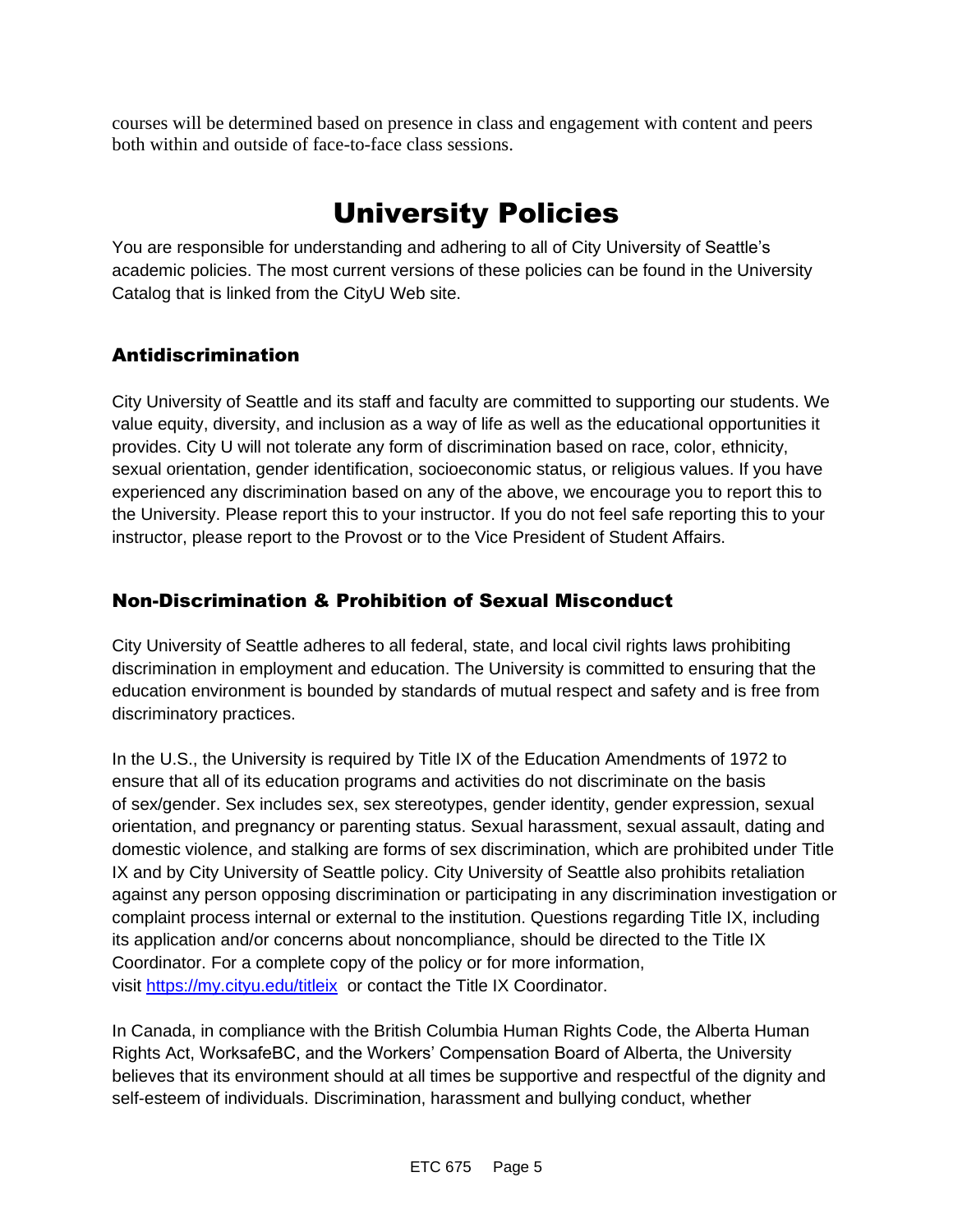courses will be determined based on presence in class and engagement with content and peers both within and outside of face-to-face class sessions.

# University Policies

You are responsible for understanding and adhering to all of City University of Seattle's academic policies. The most current versions of these policies can be found in the University Catalog that is linked from the CityU Web site.

## Antidiscrimination

City University of Seattle and its staff and faculty are committed to supporting our students. We value equity, diversity, and inclusion as a way of life as well as the educational opportunities it provides. City U will not tolerate any form of discrimination based on race, color, ethnicity, sexual orientation, gender identification, socioeconomic status, or religious values. If you have experienced any discrimination based on any of the above, we encourage you to report this to the University. Please report this to your instructor. If you do not feel safe reporting this to your instructor, please report to the Provost or to the Vice President of Student Affairs.

## Non-Discrimination & Prohibition of Sexual Misconduct

City University of Seattle adheres to all federal, state, and local civil rights laws prohibiting discrimination in employment and education. The University is committed to ensuring that the education environment is bounded by standards of mutual respect and safety and is free from discriminatory practices.

In the U.S., the University is required by Title IX of the Education Amendments of 1972 to ensure that all of its education programs and activities do not discriminate on the basis of sex/gender. Sex includes sex, sex stereotypes, gender identity, gender expression, sexual orientation, and pregnancy or parenting status. Sexual harassment, sexual assault, dating and domestic violence, and stalking are forms of sex discrimination, which are prohibited under Title IX and by City University of Seattle policy. City University of Seattle also prohibits retaliation against any person opposing discrimination or participating in any discrimination investigation or complaint process internal or external to the institution. Questions regarding Title IX, including its application and/or concerns about noncompliance, should be directed to the Title IX Coordinator. For a complete copy of the policy or for more information, visit [https://my.cityu.edu/titleix](https://my.cityu.edu/titleix) or contact the Title IX Coordinator.

In Canada, in compliance with the British Columbia Human Rights Code, the Alberta Human Rights Act, WorksafeBC, and the Workers' Compensation Board of Alberta, the University believes that its environment should at all times be supportive and respectful of the dignity and self-esteem of individuals. Discrimination, harassment and bullying conduct, whether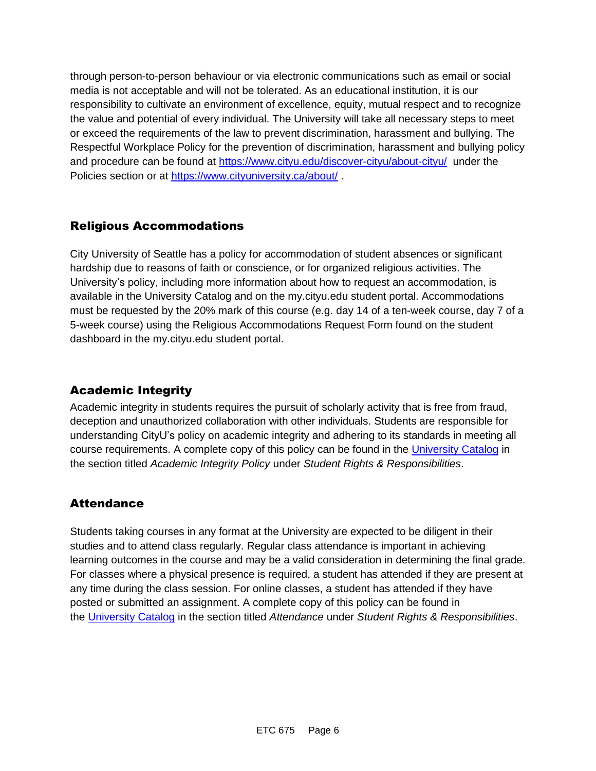through person-to-person behaviour or via electronic communications such as email or social media is not acceptable and will not be tolerated. As an educational institution, it is our responsibility to cultivate an environment of excellence, equity, mutual respect and to recognize the value and potential of every individual. The University will take all necessary steps to meet or exceed the requirements of the law to prevent discrimination, harassment and bullying. The Respectful Workplace Policy for the prevention of discrimination, harassment and bullying policy and procedure can be found at [https://www.cityu.edu/discover-cityu/about-cityu/](https://www.cityu.edu/discover-cityu/about-cityu/) under the Policies section or at [https://www.cityuniversity.ca/about/](https://www.cityuniversity.ca/about/) .

## Religious Accommodations

City University of Seattle has a policy for accommodation of student absences or significant hardship due to reasons of faith or conscience, or for organized religious activities. The University's policy, including more information about how to request an accommodation, is available in the University Catalog and on the my.cityu.edu student portal. Accommodations must be requested by the 20% mark of this course (e.g. day 14 of a ten-week course, day 7 of a 5-week course) using the Religious Accommodations Request Form found on the student dashboard in the my.cityu.edu student portal.

## Academic Integrity

Academic integrity in students requires the pursuit of scholarly activity that is free from fraud, deception and unauthorized collaboration with other individuals. Students are responsible for understanding CityU's policy on academic integrity and adhering to its standards in meeting all course requirements. A complete copy of this policy can be found in the University Catalog in the section titled *Academic Integrity Policy* under *Student Rights & Responsibilities*.

## Attendance

Students taking courses in any format at the University are expected to be diligent in their studies and to attend class regularly. Regular class attendance is important in achieving learning outcomes in the course and may be a valid consideration in determining the final grade. For classes where a physical presence is required, a student has attended if they are present at any time during the class session. For online classes, a student has attended if they have posted or submitted an assignment. A complete copy of this policy can be found in the University Catalog in the section titled *Attendance* under *Student Rights & Responsibilities*.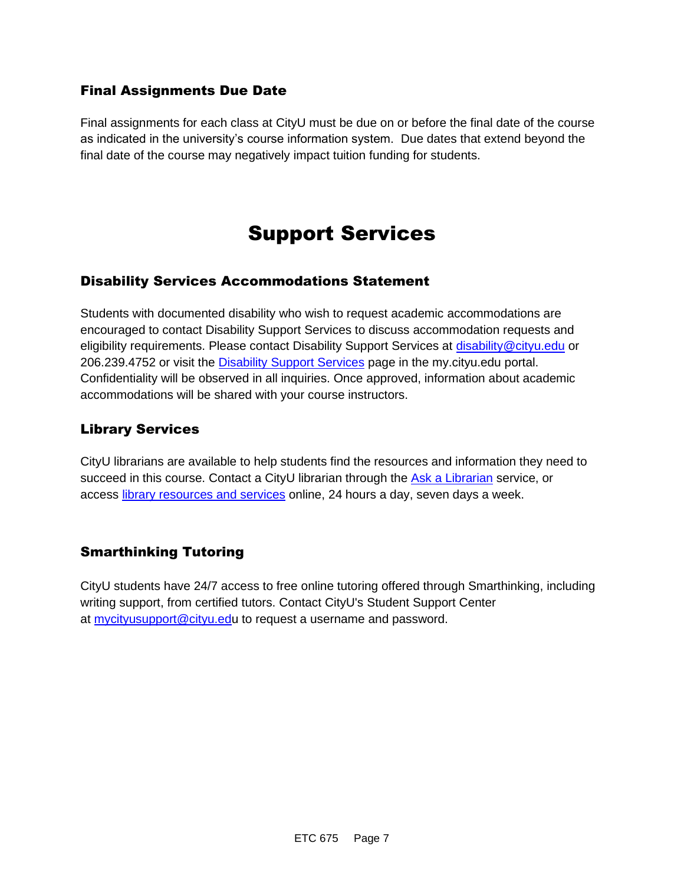### Final Assignments Due Date

Final assignments for each class at CityU must be due on or before the final date of the course as indicated in the university's course information system. Due dates that extend beyond the final date of the course may negatively impact tuition funding for students.

## Support Services

### Disability Services Accommodations Statement

Students with documented disability who wish to request academic accommodations are encouraged to contact Disability Support Services to discuss accommodation requests and eligibility requirements. Please contact Disability Support Services at disability@cityu.edu or 206.239.4752 or visit the Disability Support Services page in the my.cityu.edu portal. Confidentiality will be observed in all inquiries. Once approved, information about academic accommodations will be shared with your course instructors.

### Library Services

CityU librarians are available to help students find the resources and information they need to succeed in this course. Contact a CityU librarian through the Ask a Librarian service, or access library resources and services online, 24 hours a day, seven days a week.

### Smarthinking Tutoring

CityU students have 24/7 access to free online tutoring offered through Smarthinking, including writing support, from certified tutors. Contact CityU's Student Support Center at mycityusupport@cityu.edu to request a username and password.